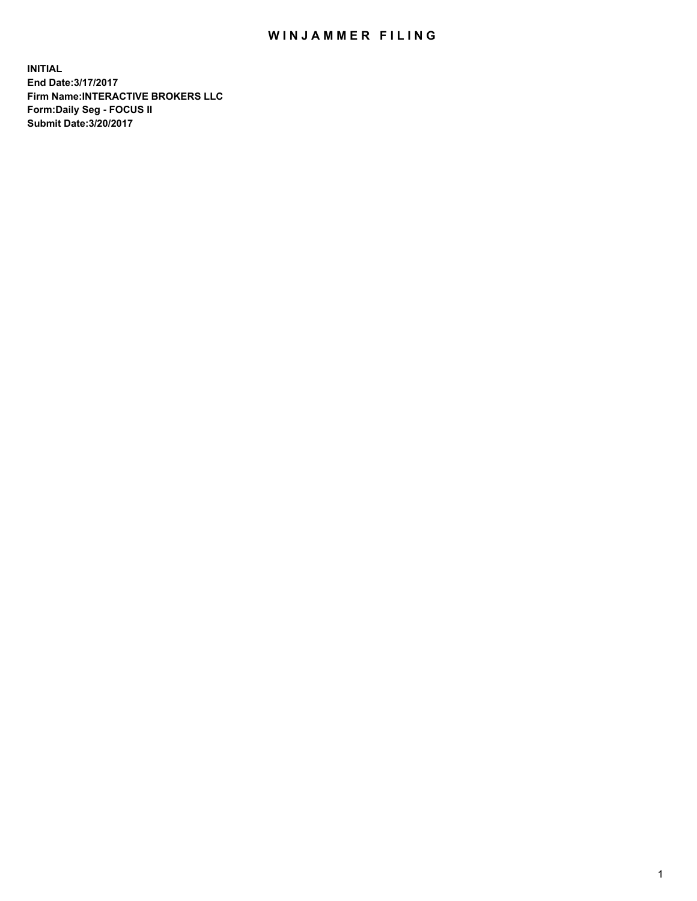# WINJAMMER FILING

**INITIAL**
**End Date:3/17/2017**
**Firm Name:INTERACTIVE BROKERS LLC**
**Form:Daily Seg - FOCUS II**
**Submit Date:3/20/2017**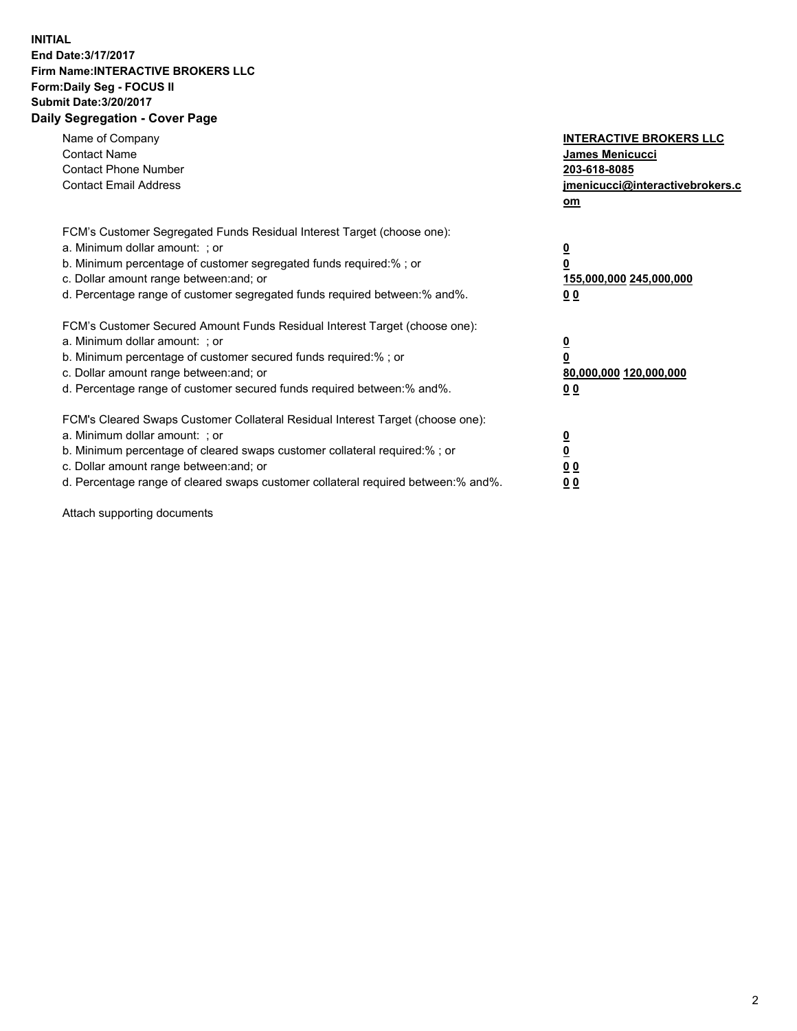**INITIAL**
**End Date:3/17/2017**
**Firm Name:INTERACTIVE BROKERS LLC**
**Form:Daily Seg - FOCUS II**
**Submit Date:3/20/2017**

## Daily Segregation - Cover Page

| | |
|---|---|
| Name of Company | **INTERACTIVE BROKERS LLC** |
| Contact Name | **James Menicucci** |
| Contact Phone Number | **203-618-8085** |
| Contact Email Address | **jmenicucci@interactivebrokers.com** |

FCM's Customer Segregated Funds Residual Interest Target (choose one):

| | |
|---|---|
| a. Minimum dollar amount: ; or | **0** |
| b. Minimum percentage of customer segregated funds required:% ; or | **0** |
| c. Dollar amount range between:and; or | **155,000,000 245,000,000** |
| d. Percentage range of customer segregated funds required between:% and%. | **0 0** |

FCM's Customer Secured Amount Funds Residual Interest Target (choose one):

| | |
|---|---|
| a. Minimum dollar amount: ; or | **0** |
| b. Minimum percentage of customer secured funds required:% ; or | **0** |
| c. Dollar amount range between:and; or | **80,000,000 120,000,000** |
| d. Percentage range of customer secured funds required between:% and%. | **0 0** |

FCM's Cleared Swaps Customer Collateral Residual Interest Target (choose one):

| | |
|---|---|
| a. Minimum dollar amount: ; or | **0** |
| b. Minimum percentage of cleared swaps customer collateral required:% ; or | **0** |
| c. Dollar amount range between:and; or | **0 0** |
| d. Percentage range of cleared swaps customer collateral required between:% and%. | **0 0** |

Attach supporting documents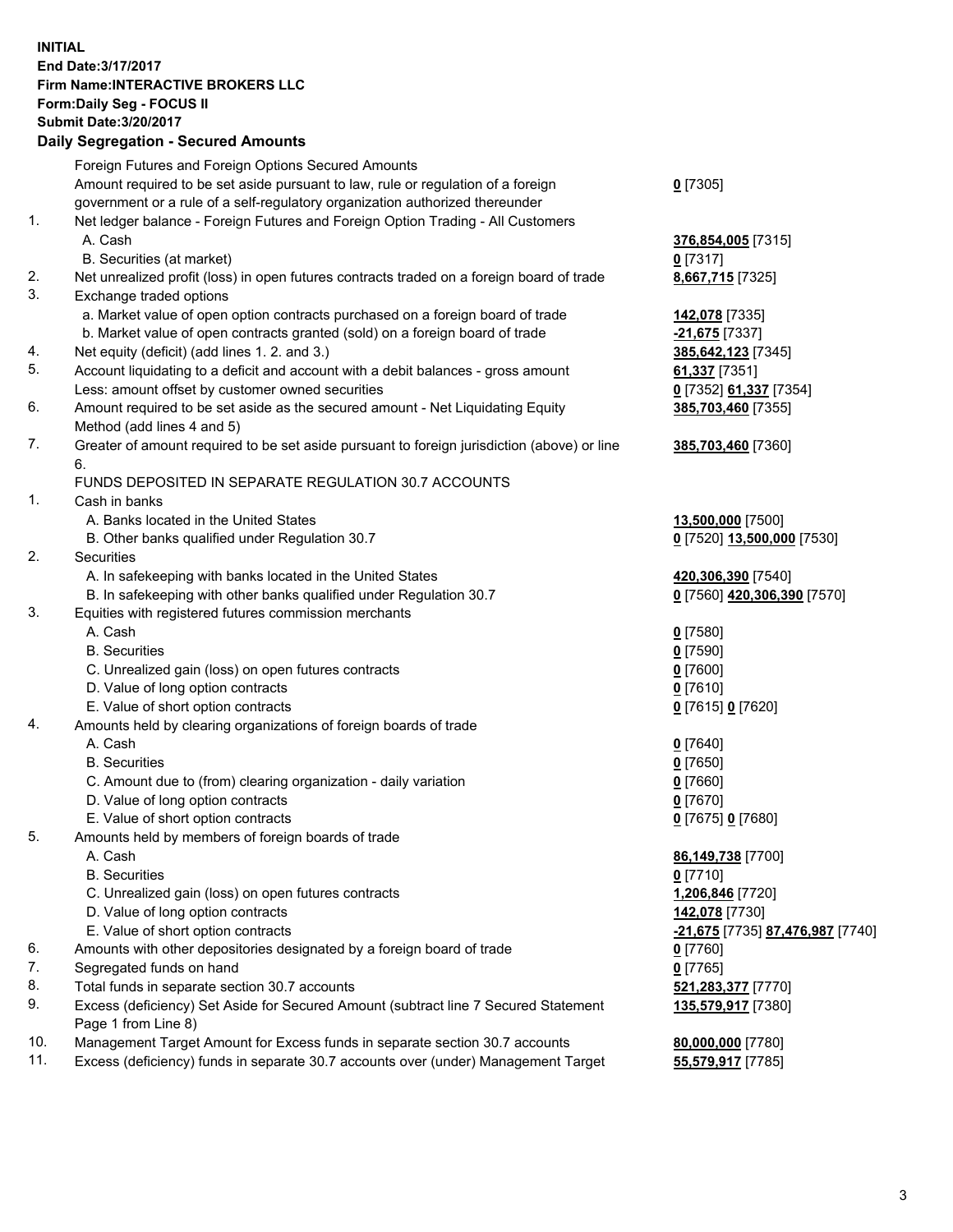**INITIAL**
**End Date:3/17/2017**
**Firm Name:INTERACTIVE BROKERS LLC**
**Form:Daily Seg - FOCUS II**
**Submit Date:3/20/2017**

**Daily Segregation - Secured Amounts**

| | | |
|---|---|---|
| | Foreign Futures and Foreign Options Secured Amounts | |
| | Amount required to be set aside pursuant to law, rule or regulation of a foreign government or a rule of a self-regulatory organization authorized thereunder | **0** [7305] |
| 1. | Net ledger balance - Foreign Futures and Foreign Option Trading - All Customers | |
| | A. Cash | **376,854,005** [7315] |
| | B. Securities (at market) | **0** [7317] |
| 2. | Net unrealized profit (loss) in open futures contracts traded on a foreign board of trade | **8,667,715** [7325] |
| 3. | Exchange traded options | |
| | a. Market value of open option contracts purchased on a foreign board of trade | **142,078** [7335] |
| | b. Market value of open contracts granted (sold) on a foreign board of trade | **-21,675** [7337] |
| 4. | Net equity (deficit) (add lines 1. 2. and 3.) | **385,642,123** [7345] |
| 5. | Account liquidating to a deficit and account with a debit balances - gross amount | **61,337** [7351] |
| | Less: amount offset by customer owned securities | **0** [7352] **61,337** [7354] |
| 6. | Amount required to be set aside as the secured amount - Net Liquidating Equity Method (add lines 4 and 5) | **385,703,460** [7355] |
| 7. | Greater of amount required to be set aside pursuant to foreign jurisdiction (above) or line 6. | **385,703,460** [7360] |
| | FUNDS DEPOSITED IN SEPARATE REGULATION 30.7 ACCOUNTS | |
| 1. | Cash in banks | |
| | A. Banks located in the United States | **13,500,000** [7500] |
| | B. Other banks qualified under Regulation 30.7 | **0** [7520] **13,500,000** [7530] |
| 2. | Securities | |
| | A. In safekeeping with banks located in the United States | **420,306,390** [7540] |
| | B. In safekeeping with other banks qualified under Regulation 30.7 | **0** [7560] **420,306,390** [7570] |
| 3. | Equities with registered futures commission merchants | |
| | A. Cash | **0** [7580] |
| | B. Securities | **0** [7590] |
| | C. Unrealized gain (loss) on open futures contracts | **0** [7600] |
| | D. Value of long option contracts | **0** [7610] |
| | E. Value of short option contracts | **0** [7615] **0** [7620] |
| 4. | Amounts held by clearing organizations of foreign boards of trade | |
| | A. Cash | **0** [7640] |
| | B. Securities | **0** [7650] |
| | C. Amount due to (from) clearing organization - daily variation | **0** [7660] |
| | D. Value of long option contracts | **0** [7670] |
| | E. Value of short option contracts | **0** [7675] **0** [7680] |
| 5. | Amounts held by members of foreign boards of trade | |
| | A. Cash | **86,149,738** [7700] |
| | B. Securities | **0** [7710] |
| | C. Unrealized gain (loss) on open futures contracts | **1,206,846** [7720] |
| | D. Value of long option contracts | **142,078** [7730] |
| | E. Value of short option contracts | **-21,675** [7735] **87,476,987** [7740] |
| 6. | Amounts with other depositories designated by a foreign board of trade | **0** [7760] |
| 7. | Segregated funds on hand | **0** [7765] |
| 8. | Total funds in separate section 30.7 accounts | **521,283,377** [7770] |
| 9. | Excess (deficiency) Set Aside for Secured Amount (subtract line 7 Secured Statement Page 1 from Line 8) | **135,579,917** [7380] |
| 10. | Management Target Amount for Excess funds in separate section 30.7 accounts | **80,000,000** [7780] |
| 11. | Excess (deficiency) funds in separate 30.7 accounts over (under) Management Target | **55,579,917** [7785] |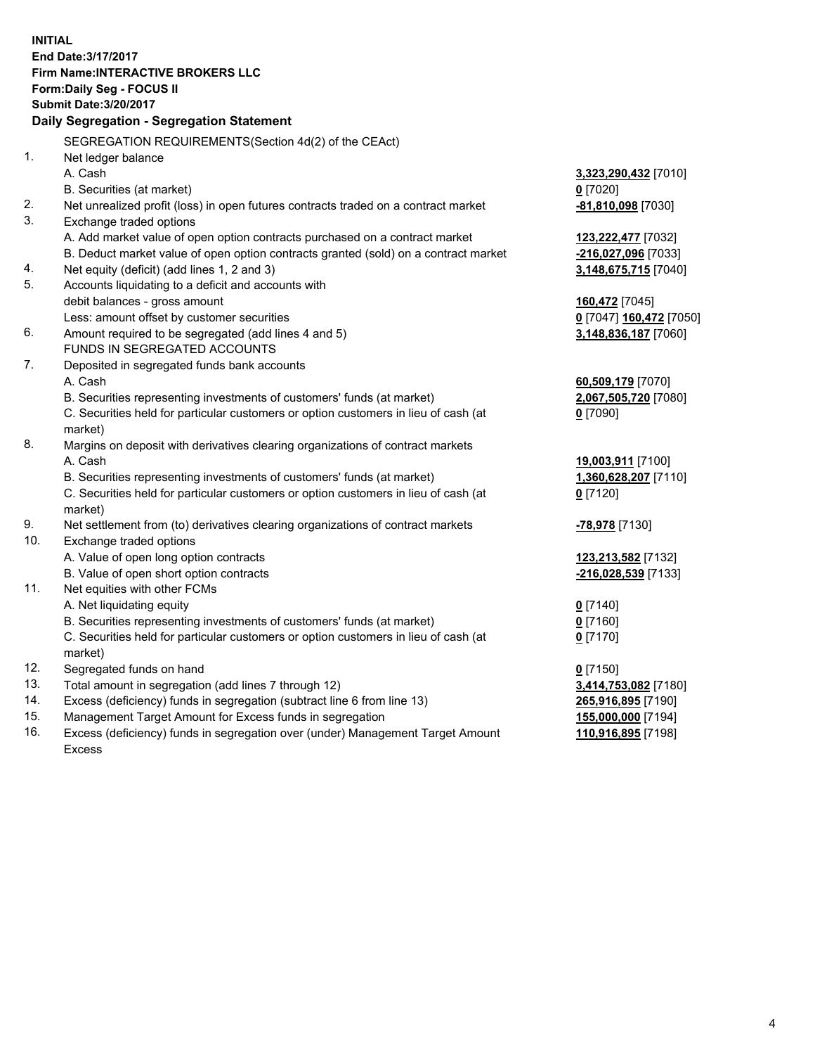**INITIAL**
**End Date:3/17/2017**
**Firm Name:INTERACTIVE BROKERS LLC**
**Form:Daily Seg - FOCUS II**
**Submit Date:3/20/2017**

## Daily Segregation - Segregation Statement

| | | |
|---|---|---|
| | SEGREGATION REQUIREMENTS(Section 4d(2) of the CEAct) | |
| 1. | Net ledger balance | |
| | A. Cash | **3,323,290,432** [7010] |
| | B. Securities (at market) | **0** [7020] |
| 2. | Net unrealized profit (loss) in open futures contracts traded on a contract market | **-81,810,098** [7030] |
| 3. | Exchange traded options | |
| | A. Add market value of open option contracts purchased on a contract market | **123,222,477** [7032] |
| | B. Deduct market value of open option contracts granted (sold) on a contract market | **-216,027,096** [7033] |
| 4. | Net equity (deficit) (add lines 1, 2 and 3) | **3,148,675,715** [7040] |
| 5. | Accounts liquidating to a deficit and accounts with | |
| | debit balances - gross amount | **160,472** [7045] |
| | Less: amount offset by customer securities | **0** [7047] **160,472** [7050] |
| 6. | Amount required to be segregated (add lines 4 and 5) | **3,148,836,187** [7060] |
| | FUNDS IN SEGREGATED ACCOUNTS | |
| 7. | Deposited in segregated funds bank accounts | |
| | A. Cash | **60,509,179** [7070] |
| | B. Securities representing investments of customers' funds (at market) | **2,067,505,720** [7080] |
| | C. Securities held for particular customers or option customers in lieu of cash (at market) | **0** [7090] |
| 8. | Margins on deposit with derivatives clearing organizations of contract markets | |
| | A. Cash | **19,003,911** [7100] |
| | B. Securities representing investments of customers' funds (at market) | **1,360,628,207** [7110] |
| | C. Securities held for particular customers or option customers in lieu of cash (at market) | **0** [7120] |
| 9. | Net settlement from (to) derivatives clearing organizations of contract markets | **-78,978** [7130] |
| 10. | Exchange traded options | |
| | A. Value of open long option contracts | **123,213,582** [7132] |
| | B. Value of open short option contracts | **-216,028,539** [7133] |
| 11. | Net equities with other FCMs | |
| | A. Net liquidating equity | **0** [7140] |
| | B. Securities representing investments of customers' funds (at market) | **0** [7160] |
| | C. Securities held for particular customers or option customers in lieu of cash (at market) | **0** [7170] |
| 12. | Segregated funds on hand | **0** [7150] |
| 13. | Total amount in segregation (add lines 7 through 12) | **3,414,753,082** [7180] |
| 14. | Excess (deficiency) funds in segregation (subtract line 6 from line 13) | **265,916,895** [7190] |
| 15. | Management Target Amount for Excess funds in segregation | **155,000,000** [7194] |
| 16. | Excess (deficiency) funds in segregation over (under) Management Target Amount Excess | **110,916,895** [7198] |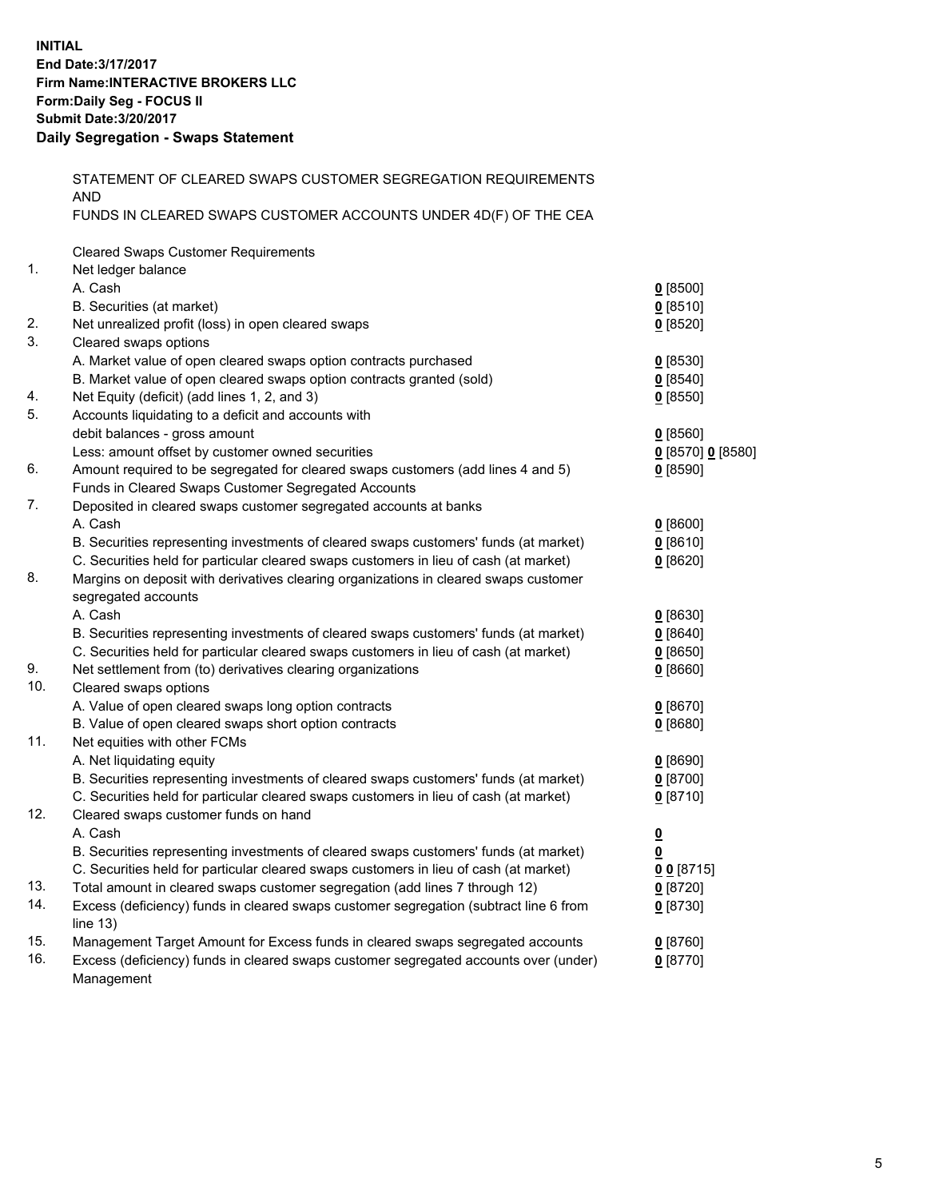**INITIAL**
**End Date:3/17/2017**
**Firm Name:INTERACTIVE BROKERS LLC**
**Form:Daily Seg - FOCUS II**
**Submit Date:3/20/2017**
**Daily Segregation - Swaps Statement**

STATEMENT OF CLEARED SWAPS CUSTOMER SEGREGATION REQUIREMENTS
AND
FUNDS IN CLEARED SWAPS CUSTOMER ACCOUNTS UNDER 4D(F) OF THE CEA

| | | |
|---|---|---|
| | Cleared Swaps Customer Requirements | |
| 1. | Net ledger balance | |
| | A. Cash | 0 [8500] |
| | B. Securities (at market) | 0 [8510] |
| 2. | Net unrealized profit (loss) in open cleared swaps | 0 [8520] |
| 3. | Cleared swaps options | |
| | A. Market value of open cleared swaps option contracts purchased | 0 [8530] |
| | B. Market value of open cleared swaps option contracts granted (sold) | 0 [8540] |
| 4. | Net Equity (deficit) (add lines 1, 2, and 3) | 0 [8550] |
| 5. | Accounts liquidating to a deficit and accounts with | |
| | debit balances - gross amount | 0 [8560] |
| | Less: amount offset by customer owned securities | 0 [8570] 0 [8580] |
| 6. | Amount required to be segregated for cleared swaps customers (add lines 4 and 5) | 0 [8590] |
| | Funds in Cleared Swaps Customer Segregated Accounts | |
| 7. | Deposited in cleared swaps customer segregated accounts at banks | |
| | A. Cash | 0 [8600] |
| | B. Securities representing investments of cleared swaps customers' funds (at market) | 0 [8610] |
| | C. Securities held for particular cleared swaps customers in lieu of cash (at market) | 0 [8620] |
| 8. | Margins on deposit with derivatives clearing organizations in cleared swaps customer segregated accounts | |
| | A. Cash | 0 [8630] |
| | B. Securities representing investments of cleared swaps customers' funds (at market) | 0 [8640] |
| | C. Securities held for particular cleared swaps customers in lieu of cash (at market) | 0 [8650] |
| 9. | Net settlement from (to) derivatives clearing organizations | 0 [8660] |
| 10. | Cleared swaps options | |
| | A. Value of open cleared swaps long option contracts | 0 [8670] |
| | B. Value of open cleared swaps short option contracts | 0 [8680] |
| 11. | Net equities with other FCMs | |
| | A. Net liquidating equity | 0 [8690] |
| | B. Securities representing investments of cleared swaps customers' funds (at market) | 0 [8700] |
| | C. Securities held for particular cleared swaps customers in lieu of cash (at market) | 0 [8710] |
| 12. | Cleared swaps customer funds on hand | |
| | A. Cash | 0 |
| | B. Securities representing investments of cleared swaps customers' funds (at market) | 0 |
| | C. Securities held for particular cleared swaps customers in lieu of cash (at market) | 0 0 [8715] |
| 13. | Total amount in cleared swaps customer segregation (add lines 7 through 12) | 0 [8720] |
| 14. | Excess (deficiency) funds in cleared swaps customer segregation (subtract line 6 from line 13) | 0 [8730] |
| 15. | Management Target Amount for Excess funds in cleared swaps segregated accounts | 0 [8760] |
| 16. | Excess (deficiency) funds in cleared swaps customer segregated accounts over (under) Management | 0 [8770] |